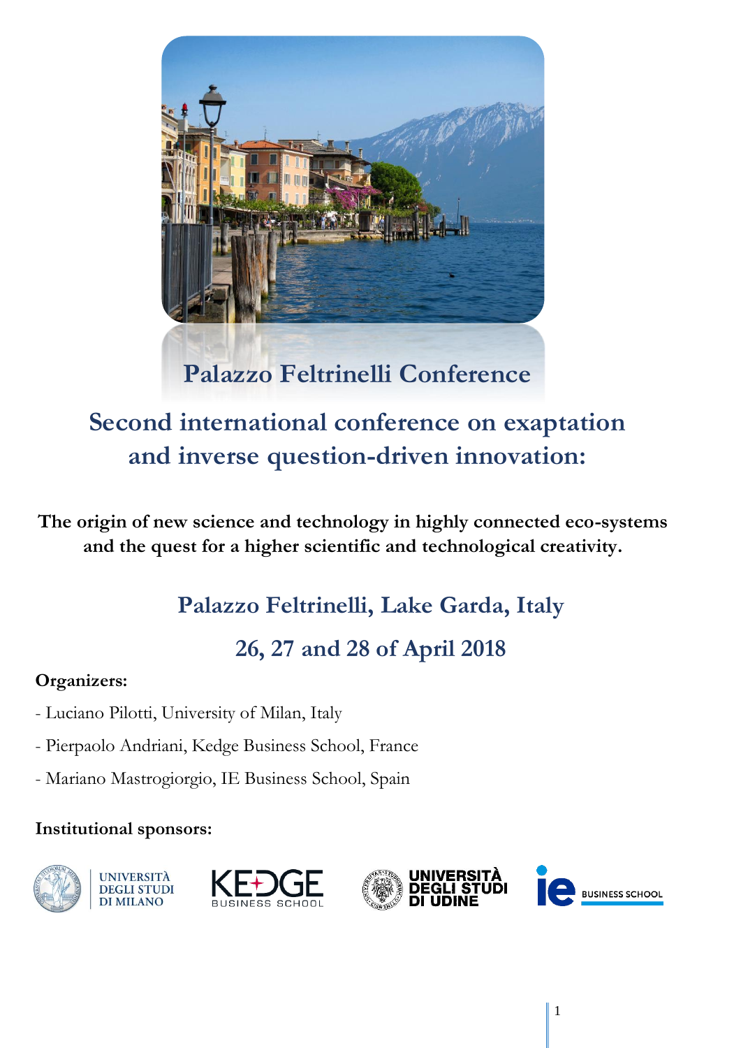# Palazzo Feltrinelli Conference

## Second international conference on exaptation and inverse question-driven innovation:

**The origin of new science and technology in highly connected eco-systems and the quest for a higher scientific and technological creativity.**

### Palazzo Feltrinelli, Lake Garda, Italy

### 26, 27 and 28 of April 2018

**Organizers:**

- Luciano Pilotti, University of Milan, Italy
- Pierpaolo Andriani, Kedge Business School, France
- Mariano Mastrogiorgio, IE Business School, Spain

**Institutional sponsors:**

UNIVERSITÀ DEGLI STUDI DI MILANO

KEDGE BUSINESS SCHOOL

UNIVERSITÀ DEGLI STUDI DI UDINE

ie BUSINESS SCHOOL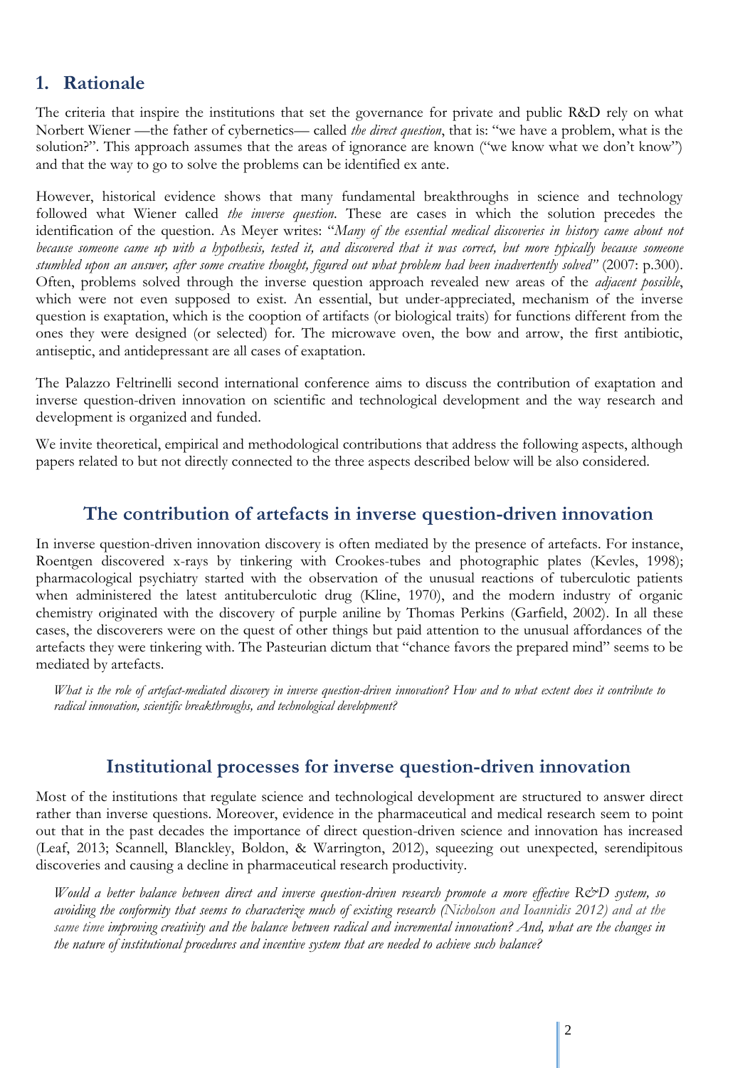## 1. Rationale

The criteria that inspire the institutions that set the governance for private and public R&D rely on what Norbert Wiener —the father of cybernetics— called *the direct question*, that is: "we have a problem, what is the solution?". This approach assumes that the areas of ignorance are known ("we know what we don't know") and that the way to go to solve the problems can be identified ex ante.

However, historical evidence shows that many fundamental breakthroughs in science and technology followed what Wiener called *the inverse question*. These are cases in which the solution precedes the identification of the question. As Meyer writes: "*Many of the essential medical discoveries in history came about not because someone came up with a hypothesis, tested it, and discovered that it was correct, but more typically because someone stumbled upon an answer, after some creative thought, figured out what problem had been inadvertently solved*" (2007: p.300). Often, problems solved through the inverse question approach revealed new areas of the *adjacent possible*, which were not even supposed to exist. An essential, but under-appreciated, mechanism of the inverse question is exaptation, which is the cooption of artifacts (or biological traits) for functions different from the ones they were designed (or selected) for. The microwave oven, the bow and arrow, the first antibiotic, antiseptic, and antidepressant are all cases of exaptation.

The Palazzo Feltrinelli second international conference aims to discuss the contribution of exaptation and inverse question-driven innovation on scientific and technological development and the way research and development is organized and funded.

We invite theoretical, empirical and methodological contributions that address the following aspects, although papers related to but not directly connected to the three aspects described below will be also considered.

### The contribution of artefacts in inverse question-driven innovation

In inverse question-driven innovation discovery is often mediated by the presence of artefacts. For instance, Roentgen discovered x-rays by tinkering with Crookes-tubes and photographic plates (Kevles, 1998); pharmacological psychiatry started with the observation of the unusual reactions of tuberculotic patients when administered the latest antituberculotic drug (Kline, 1970), and the modern industry of organic chemistry originated with the discovery of purple aniline by Thomas Perkins (Garfield, 2002). In all these cases, the discoverers were on the quest of other things but paid attention to the unusual affordances of the artefacts they were tinkering with. The Pasteurian dictum that "chance favors the prepared mind" seems to be mediated by artefacts.

*What is the role of artefact-mediated discovery in inverse question-driven innovation? How and to what extent does it contribute to radical innovation, scientific breakthroughs, and technological development?*

### Institutional processes for inverse question-driven innovation

Most of the institutions that regulate science and technological development are structured to answer direct rather than inverse questions. Moreover, evidence in the pharmaceutical and medical research seem to point out that in the past decades the importance of direct question-driven science and innovation has increased (Leaf, 2013; Scannell, Blanckley, Boldon, & Warrington, 2012), squeezing out unexpected, serendipitous discoveries and causing a decline in pharmaceutical research productivity.

*Would a better balance between direct and inverse question-driven research promote a more effective R&D system, so avoiding the conformity that seems to characterize much of existing research (Nicholson and Ioannidis 2012) and at the same time improving creativity and the balance between radical and incremental innovation? And, what are the changes in the nature of institutional procedures and incentive system that are needed to achieve such balance?*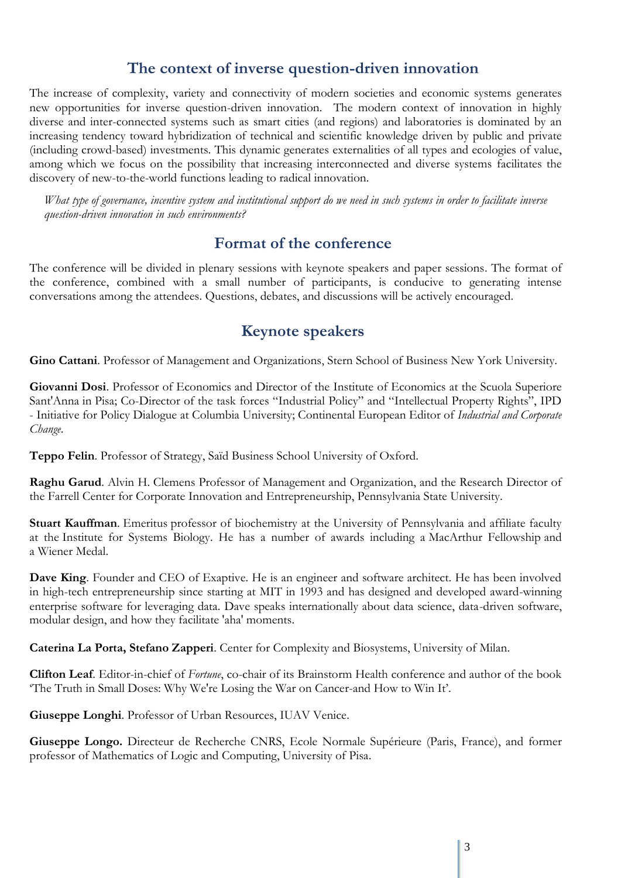## The context of inverse question-driven innovation

The increase of complexity, variety and connectivity of modern societies and economic systems generates new opportunities for inverse question-driven innovation. The modern context of innovation in highly diverse and inter-connected systems such as smart cities (and regions) and laboratories is dominated by an increasing tendency toward hybridization of technical and scientific knowledge driven by public and private (including crowd-based) investments. This dynamic generates externalities of all types and ecologies of value, among which we focus on the possibility that increasing interconnected and diverse systems facilitates the discovery of new-to-the-world functions leading to radical innovation.

*What type of governance, incentive system and institutional support do we need in such systems in order to facilitate inverse question-driven innovation in such environments?*

## Format of the conference

The conference will be divided in plenary sessions with keynote speakers and paper sessions. The format of the conference, combined with a small number of participants, is conducive to generating intense conversations among the attendees. Questions, debates, and discussions will be actively encouraged.

## Keynote speakers

**Gino Cattani**. Professor of Management and Organizations, Stern School of Business New York University.

**Giovanni Dosi**. Professor of Economics and Director of the Institute of Economics at the Scuola Superiore Sant'Anna in Pisa; Co-Director of the task forces "Industrial Policy" and "Intellectual Property Rights", IPD - Initiative for Policy Dialogue at Columbia University; Continental European Editor of *Industrial and Corporate Change*.

**Teppo Felin**. Professor of Strategy, Saïd Business School University of Oxford.

**Raghu Garud**. Alvin H. Clemens Professor of Management and Organization, and the Research Director of the Farrell Center for Corporate Innovation and Entrepreneurship, Pennsylvania State University.

**Stuart Kauffman**. Emeritus professor of biochemistry at the University of Pennsylvania and affiliate faculty at the Institute for Systems Biology. He has a number of awards including a MacArthur Fellowship and a Wiener Medal.

**Dave King**. Founder and CEO of Exaptive. He is an engineer and software architect. He has been involved in high-tech entrepreneurship since starting at MIT in 1993 and has designed and developed award-winning enterprise software for leveraging data. Dave speaks internationally about data science, data-driven software, modular design, and how they facilitate 'aha' moments.

**Caterina La Porta, Stefano Zapperi**. Center for Complexity and Biosystems, University of Milan.

**Clifton Leaf**. Editor-in-chief of *Fortune*, co-chair of its Brainstorm Health conference and author of the book 'The Truth in Small Doses: Why We're Losing the War on Cancer-and How to Win It'.

**Giuseppe Longhi**. Professor of Urban Resources, IUAV Venice.

**Giuseppe Longo.** Directeur de Recherche CNRS, Ecole Normale Supérieure (Paris, France), and former professor of Mathematics of Logic and Computing, University of Pisa.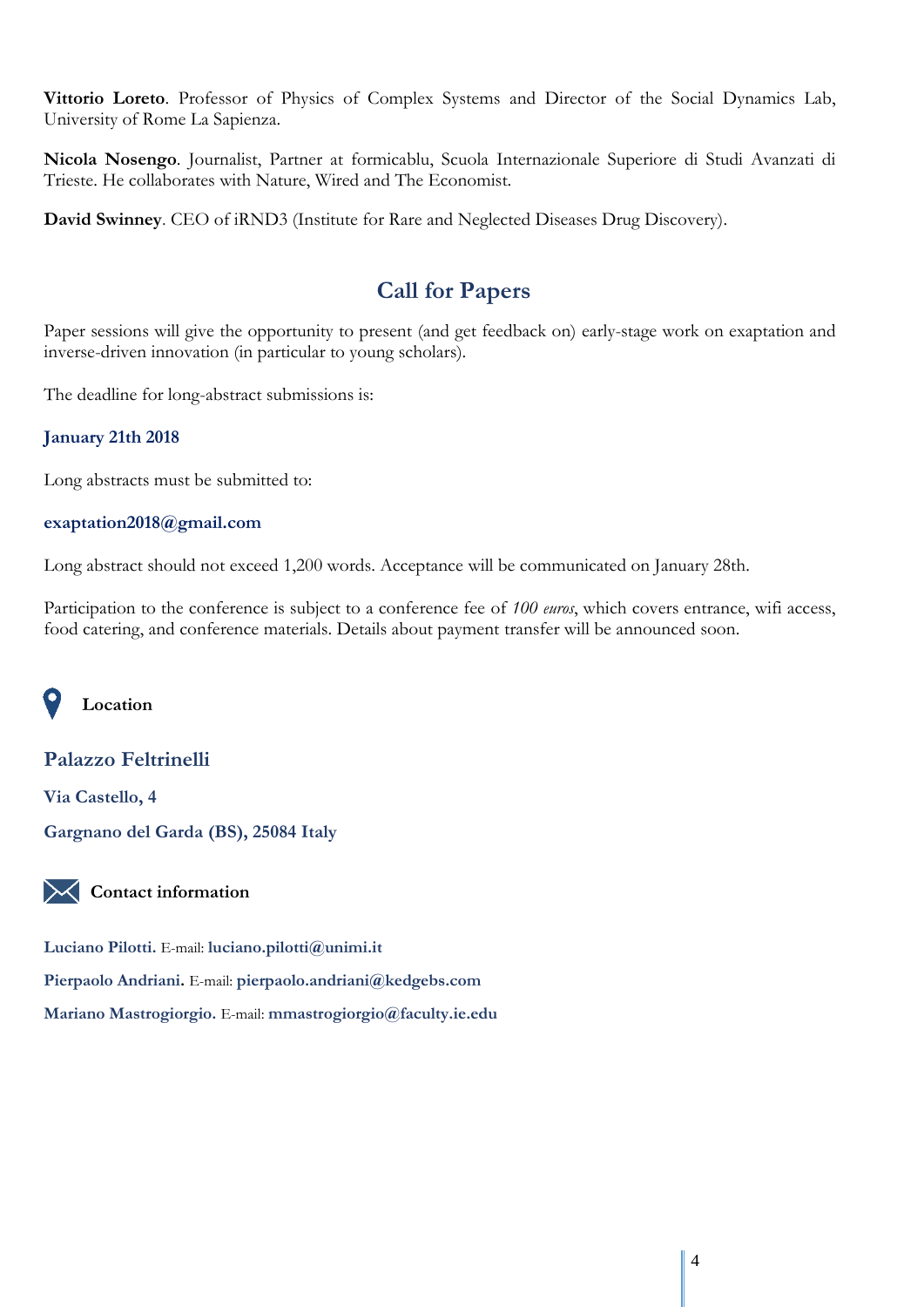**Vittorio Loreto**. Professor of Physics of Complex Systems and Director of the Social Dynamics Lab, University of Rome La Sapienza.

**Nicola Nosengo**. Journalist, Partner at formicablu, Scuola Internazionale Superiore di Studi Avanzati di Trieste. He collaborates with Nature, Wired and The Economist.

**David Swinney**. CEO of iRND3 (Institute for Rare and Neglected Diseases Drug Discovery).

## Call for Papers

Paper sessions will give the opportunity to present (and get feedback on) early-stage work on exaptation and inverse-driven innovation (in particular to young scholars).

The deadline for long-abstract submissions is:

**January 21th 2018**

Long abstracts must be submitted to:

**exaptation2018@gmail.com**

Long abstract should not exceed 1,200 words. Acceptance will be communicated on January 28th.

Participation to the conference is subject to a conference fee of *100 euros*, which covers entrance, wifi access, food catering, and conference materials. Details about payment transfer will be announced soon.

### Location

**Palazzo Feltrinelli**

**Via Castello, 4**

**Gargnano del Garda (BS), 25084 Italy**

### Contact information

**Luciano Pilotti.** E-mail: **luciano.pilotti@unimi.it**

**Pierpaolo Andriani.** E-mail: **pierpaolo.andriani@kedgebs.com**

**Mariano Mastrogiorgio.** E-mail: **mmastrogiorgio@faculty.ie.edu**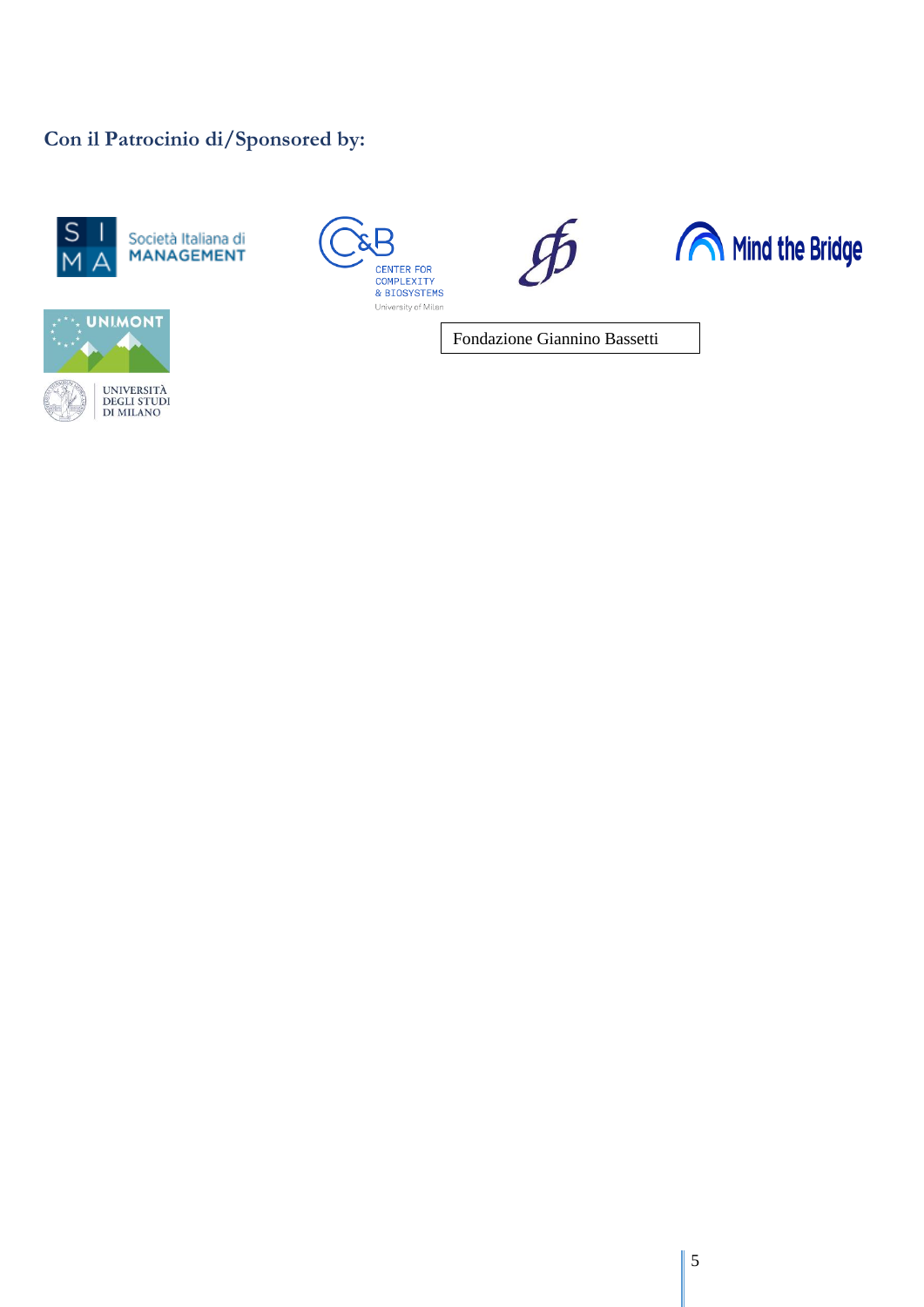## Con il Patrocinio di/Sponsored by:

Società Italiana di MANAGEMENT

CENTER FOR COMPLEXITY & BIOSYSTEMS

University of Milan

Mind the Bridge

UNIMONT

UNIVERSITÀ DEGLI STUDI DI MILANO

Fondazione Giannino Bassetti